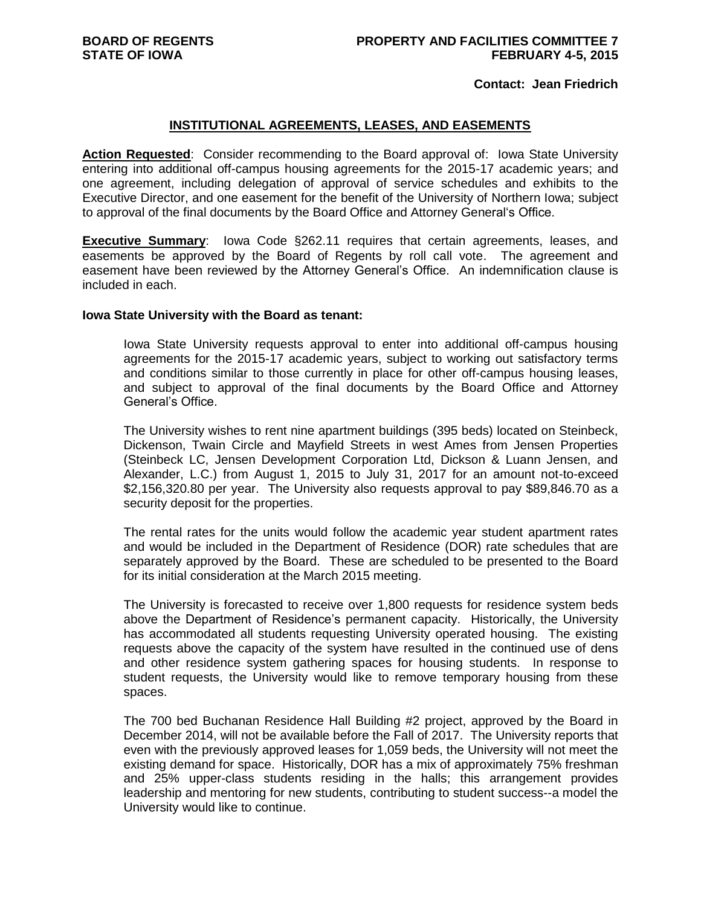**BOARD OF REGENTS**
**STATE OF IOWA**

**PROPERTY AND FACILITIES COMMITTEE 7**
**FEBRUARY 4-5, 2015**

**Contact: Jean Friedrich**

## INSTITUTIONAL AGREEMENTS, LEASES, AND EASEMENTS

**Action Requested**: Consider recommending to the Board approval of: Iowa State University entering into additional off-campus housing agreements for the 2015-17 academic years; and one agreement, including delegation of approval of service schedules and exhibits to the Executive Director, and one easement for the benefit of the University of Northern Iowa; subject to approval of the final documents by the Board Office and Attorney General's Office.

**Executive Summary**: Iowa Code §262.11 requires that certain agreements, leases, and easements be approved by the Board of Regents by roll call vote. The agreement and easement have been reviewed by the Attorney General's Office. An indemnification clause is included in each.

**Iowa State University with the Board as tenant:**

Iowa State University requests approval to enter into additional off-campus housing agreements for the 2015-17 academic years, subject to working out satisfactory terms and conditions similar to those currently in place for other off-campus housing leases, and subject to approval of the final documents by the Board Office and Attorney General's Office.

The University wishes to rent nine apartment buildings (395 beds) located on Steinbeck, Dickenson, Twain Circle and Mayfield Streets in west Ames from Jensen Properties (Steinbeck LC, Jensen Development Corporation Ltd, Dickson & Luann Jensen, and Alexander, L.C.) from August 1, 2015 to July 31, 2017 for an amount not-to-exceed $2,156,320.80 per year. The University also requests approval to pay $89,846.70 as a security deposit for the properties.

The rental rates for the units would follow the academic year student apartment rates and would be included in the Department of Residence (DOR) rate schedules that are separately approved by the Board. These are scheduled to be presented to the Board for its initial consideration at the March 2015 meeting.

The University is forecasted to receive over 1,800 requests for residence system beds above the Department of Residence's permanent capacity. Historically, the University has accommodated all students requesting University operated housing. The existing requests above the capacity of the system have resulted in the continued use of dens and other residence system gathering spaces for housing students. In response to student requests, the University would like to remove temporary housing from these spaces.

The 700 bed Buchanan Residence Hall Building #2 project, approved by the Board in December 2014, will not be available before the Fall of 2017. The University reports that even with the previously approved leases for 1,059 beds, the University will not meet the existing demand for space. Historically, DOR has a mix of approximately 75% freshman and 25% upper-class students residing in the halls; this arrangement provides leadership and mentoring for new students, contributing to student success--a model the University would like to continue.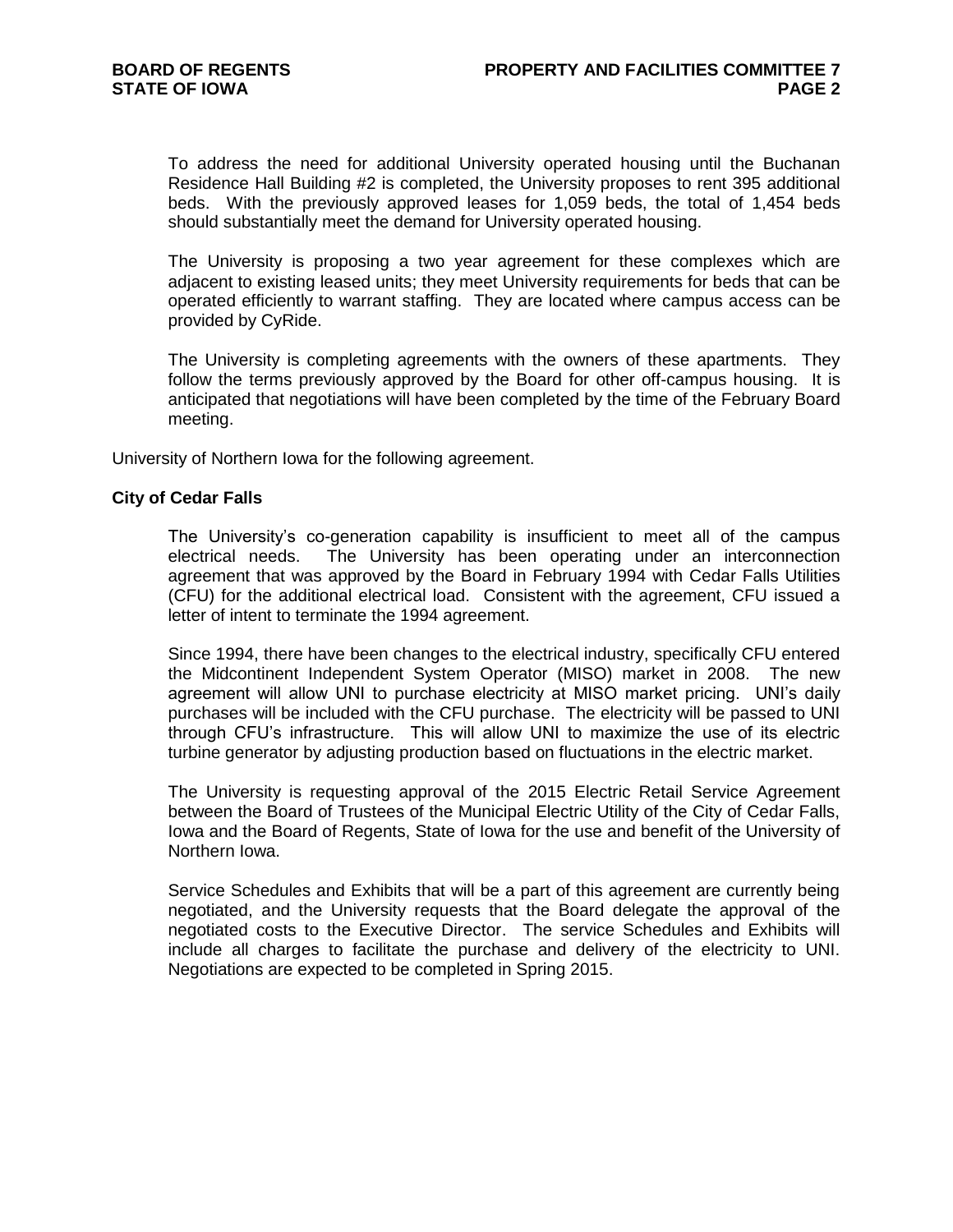To address the need for additional University operated housing until the Buchanan Residence Hall Building #2 is completed, the University proposes to rent 395 additional beds. With the previously approved leases for 1,059 beds, the total of 1,454 beds should substantially meet the demand for University operated housing.

The University is proposing a two year agreement for these complexes which are adjacent to existing leased units; they meet University requirements for beds that can be operated efficiently to warrant staffing. They are located where campus access can be provided by CyRide.

The University is completing agreements with the owners of these apartments. They follow the terms previously approved by the Board for other off-campus housing. It is anticipated that negotiations will have been completed by the time of the February Board meeting.

University of Northern Iowa for the following agreement.

**City of Cedar Falls**

The University's co-generation capability is insufficient to meet all of the campus electrical needs. The University has been operating under an interconnection agreement that was approved by the Board in February 1994 with Cedar Falls Utilities (CFU) for the additional electrical load. Consistent with the agreement, CFU issued a letter of intent to terminate the 1994 agreement.

Since 1994, there have been changes to the electrical industry, specifically CFU entered the Midcontinent Independent System Operator (MISO) market in 2008. The new agreement will allow UNI to purchase electricity at MISO market pricing. UNI's daily purchases will be included with the CFU purchase. The electricity will be passed to UNI through CFU's infrastructure. This will allow UNI to maximize the use of its electric turbine generator by adjusting production based on fluctuations in the electric market.

The University is requesting approval of the 2015 Electric Retail Service Agreement between the Board of Trustees of the Municipal Electric Utility of the City of Cedar Falls, Iowa and the Board of Regents, State of Iowa for the use and benefit of the University of Northern Iowa.

Service Schedules and Exhibits that will be a part of this agreement are currently being negotiated, and the University requests that the Board delegate the approval of the negotiated costs to the Executive Director. The service Schedules and Exhibits will include all charges to facilitate the purchase and delivery of the electricity to UNI. Negotiations are expected to be completed in Spring 2015.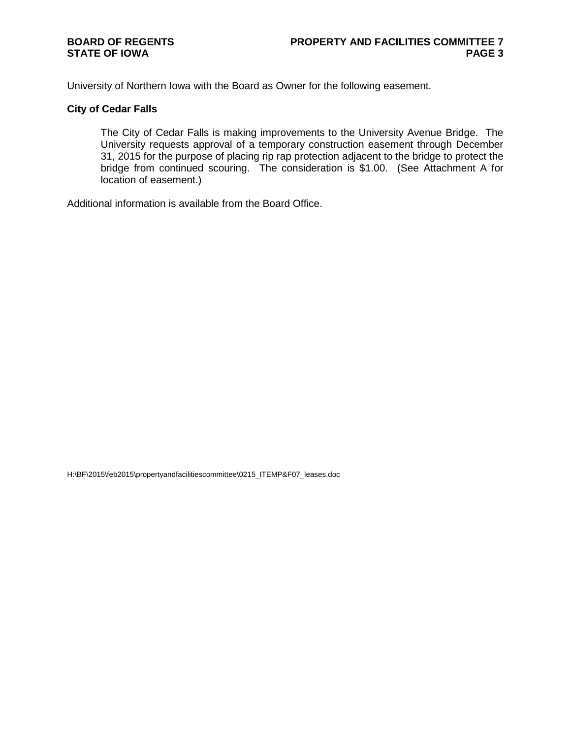University of Northern Iowa with the Board as Owner for the following easement.

**City of Cedar Falls**

> The City of Cedar Falls is making improvements to the University Avenue Bridge. The University requests approval of a temporary construction easement through December 31, 2015 for the purpose of placing rip rap protection adjacent to the bridge to protect the bridge from continued scouring. The consideration is $1.00. (See Attachment A for location of easement.)

Additional information is available from the Board Office.

H:\BF\2015\feb2015\propertyandfacilitiescommittee\0215_ITEMP&F07_leases.doc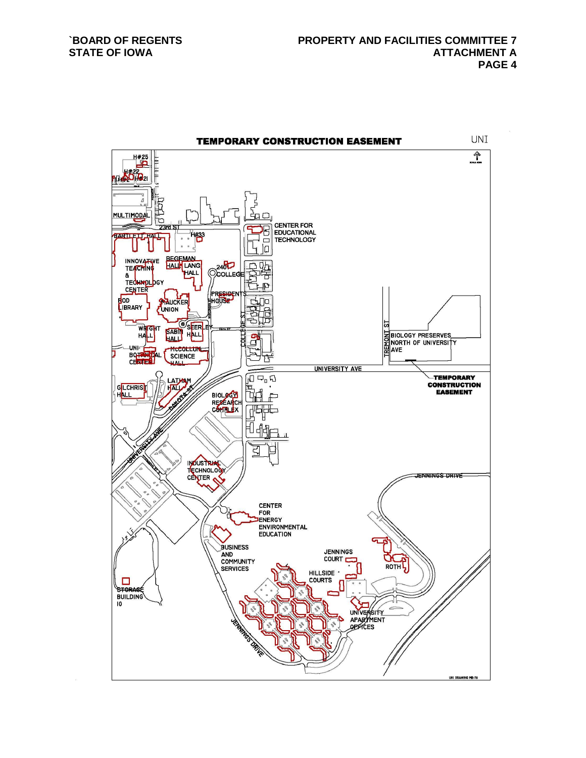TEMPORARY CONSTRUCTION EASEMENT

UNI

H#25
H#22
H#21
MULTIMODAL
23rd ST
BARTLETT HALL
H#33
CENTER FOR EDUCATIONAL TECHNOLOGY
INNOVATIVE TEACHING & TECHNOLOGY CENTER
BEGEMAN HALL
LANG HALL
2401 COLLEGE
PRESIDENTS HOUSE
ROD LIBRARY
MAUCKER UNION
WRIGHT HALL
SABIN HALL
SEERLEY HALL
COLLEGE ST
TREMONT ST
BIOLOGY PRESERVES NORTH OF UNIVERSITY AVE
UNI BOTANICAL CENTER
McCOLLUM SCIENCE HALL
UNIVERSITY AVE
TEMPORARY CONSTRUCTION EASEMENT
GILCHRIST HALL
LATHAM HALL
DAKOTA ST
BIOLOGY RESEARCH COMPLEX
UNIVERSITY AVE
INDUSTRIAL TECHNOLOGY CENTER
JENNINGS DRIVE
CENTER FOR ENERGY ENVIRONMENTAL EDUCATION
BUSINESS AND COMMUNITY SERVICES
JENNINGS COURT
ROTH
HILLSIDE COURTS
STORAGE BUILDING 10
UNIVERSITY APARTMENT OFFICES
JENNINGS DRIVE
UNI DRAWING MB-76